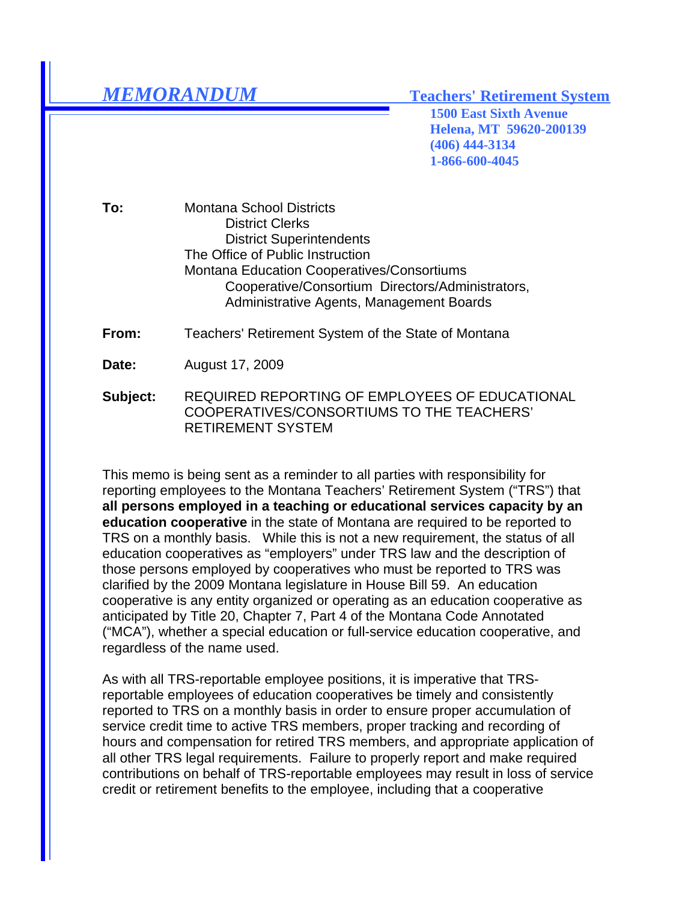# *MEMORANDUM*

**Teachers' Retirement System**
**1500 East Sixth Avenue**
**Helena, MT 59620-200139**
**(406) 444-3134**
**1-866-600-4045**

**To:** Montana School Districts
District Clerks
District Superintendents
The Office of Public Instruction
Montana Education Cooperatives/Consortiums
Cooperative/Consortium Directors/Administrators,
Administrative Agents, Management Boards

**From:** Teachers' Retirement System of the State of Montana

**Date:** August 17, 2009

**Subject:** REQUIRED REPORTING OF EMPLOYEES OF EDUCATIONAL COOPERATIVES/CONSORTIUMS TO THE TEACHERS' RETIREMENT SYSTEM

This memo is being sent as a reminder to all parties with responsibility for reporting employees to the Montana Teachers' Retirement System ("TRS") that **all persons employed in a teaching or educational services capacity by an education cooperative** in the state of Montana are required to be reported to TRS on a monthly basis. While this is not a new requirement, the status of all education cooperatives as "employers" under TRS law and the description of those persons employed by cooperatives who must be reported to TRS was clarified by the 2009 Montana legislature in House Bill 59. An education cooperative is any entity organized or operating as an education cooperative as anticipated by Title 20, Chapter 7, Part 4 of the Montana Code Annotated ("MCA"), whether a special education or full-service education cooperative, and regardless of the name used.

As with all TRS-reportable employee positions, it is imperative that TRS-reportable employees of education cooperatives be timely and consistently reported to TRS on a monthly basis in order to ensure proper accumulation of service credit time to active TRS members, proper tracking and recording of hours and compensation for retired TRS members, and appropriate application of all other TRS legal requirements. Failure to properly report and make required contributions on behalf of TRS-reportable employees may result in loss of service credit or retirement benefits to the employee, including that a cooperative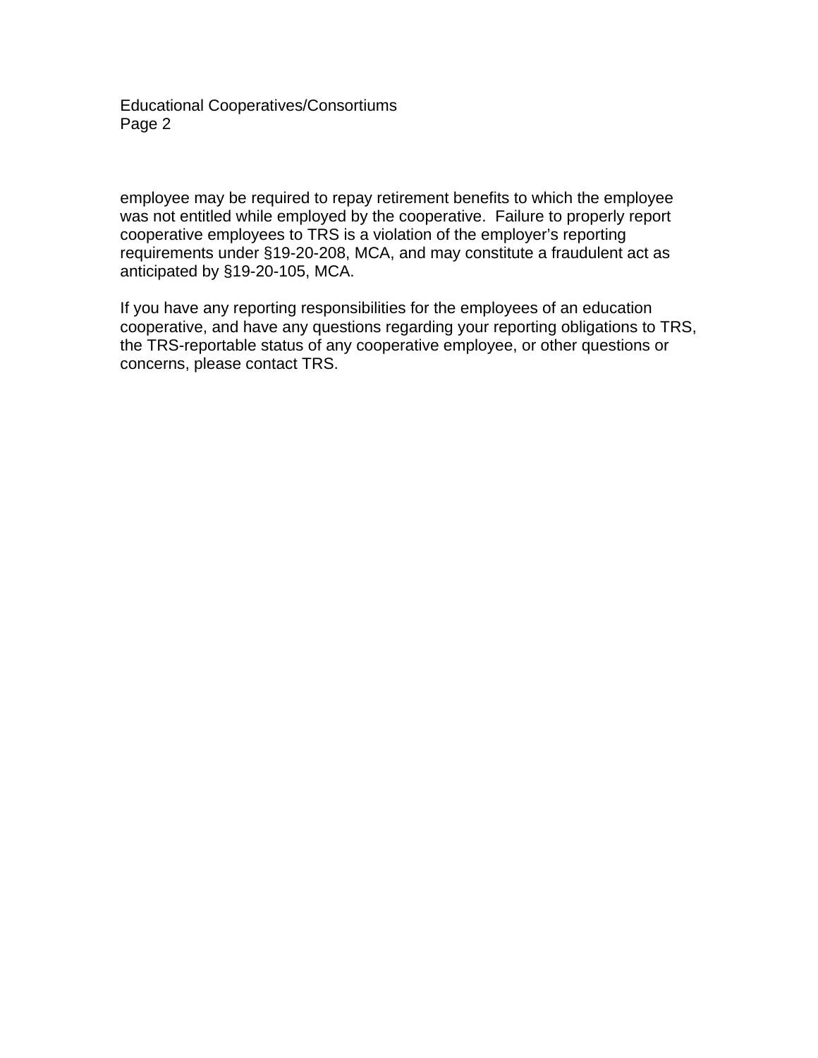employee may be required to repay retirement benefits to which the employee was not entitled while employed by the cooperative. Failure to properly report cooperative employees to TRS is a violation of the employer's reporting requirements under §19-20-208, MCA, and may constitute a fraudulent act as anticipated by §19-20-105, MCA.

If you have any reporting responsibilities for the employees of an education cooperative, and have any questions regarding your reporting obligations to TRS, the TRS-reportable status of any cooperative employee, or other questions or concerns, please contact TRS.